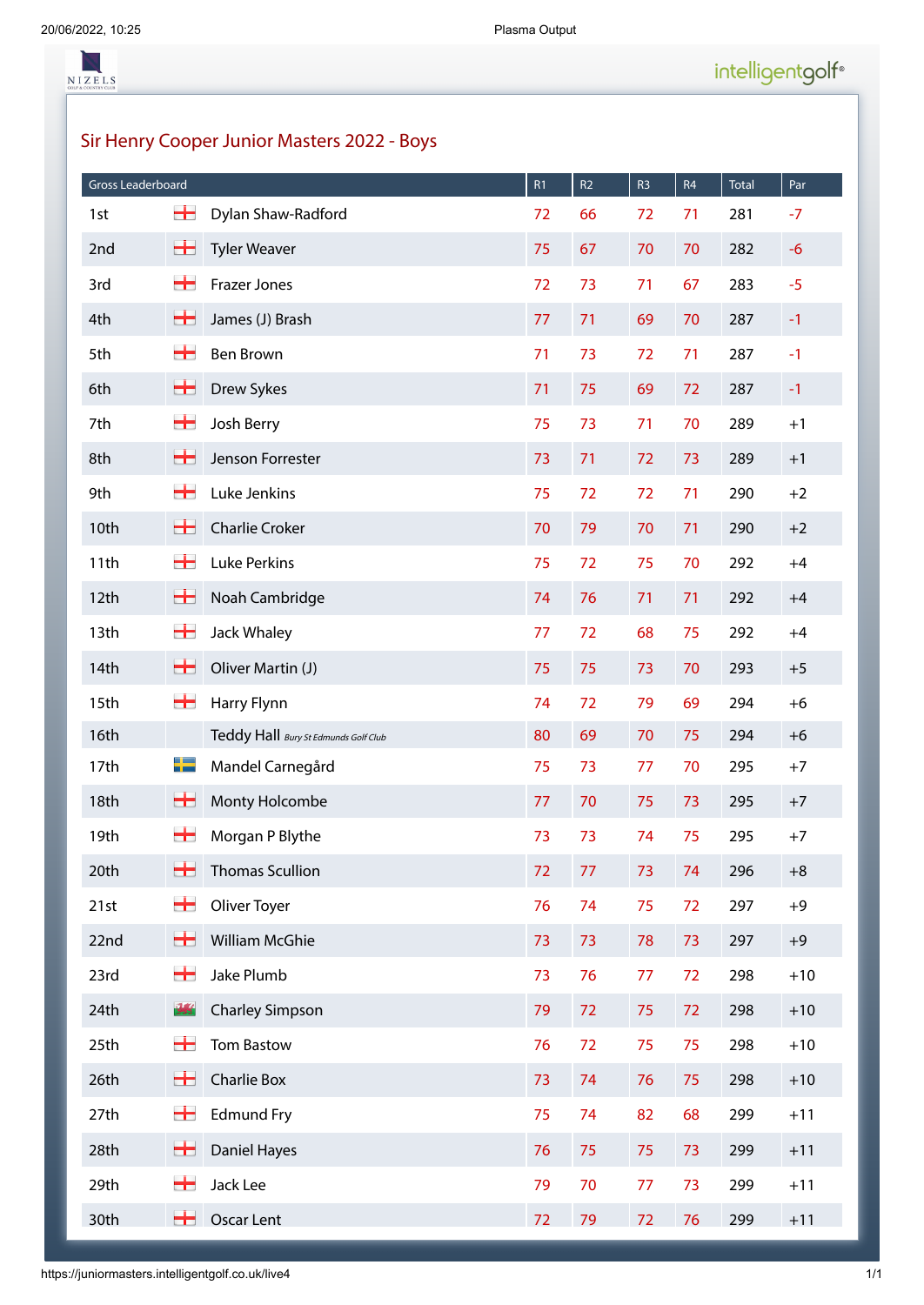# Sir Henry Cooper Junior Masters 2022 - Boys

| Gross Leaderboard | | R1 | R2 | R3 | R4 | Total | Par |
|---|---|---|---|---|---|---|---|
| 1st | Dylan Shaw-Radford | 72 | 66 | 72 | 71 | 281 | -7 |
| 2nd | Tyler Weaver | 75 | 67 | 70 | 70 | 282 | -6 |
| 3rd | Frazer Jones | 72 | 73 | 71 | 67 | 283 | -5 |
| 4th | James (J) Brash | 77 | 71 | 69 | 70 | 287 | -1 |
| 5th | Ben Brown | 71 | 73 | 72 | 71 | 287 | -1 |
| 6th | Drew Sykes | 71 | 75 | 69 | 72 | 287 | -1 |
| 7th | Josh Berry | 75 | 73 | 71 | 70 | 289 | +1 |
| 8th | Jenson Forrester | 73 | 71 | 72 | 73 | 289 | +1 |
| 9th | Luke Jenkins | 75 | 72 | 72 | 71 | 290 | +2 |
| 10th | Charlie Croker | 70 | 79 | 70 | 71 | 290 | +2 |
| 11th | Luke Perkins | 75 | 72 | 75 | 70 | 292 | +4 |
| 12th | Noah Cambridge | 74 | 76 | 71 | 71 | 292 | +4 |
| 13th | Jack Whaley | 77 | 72 | 68 | 75 | 292 | +4 |
| 14th | Oliver Martin (J) | 75 | 75 | 73 | 70 | 293 | +5 |
| 15th | Harry Flynn | 74 | 72 | 79 | 69 | 294 | +6 |
| 16th | Teddy Hall *Bury St Edmunds Golf Club* | 80 | 69 | 70 | 75 | 294 | +6 |
| 17th | Mandel Carnegård | 75 | 73 | 77 | 70 | 295 | +7 |
| 18th | Monty Holcombe | 77 | 70 | 75 | 73 | 295 | +7 |
| 19th | Morgan P Blythe | 73 | 73 | 74 | 75 | 295 | +7 |
| 20th | Thomas Scullion | 72 | 77 | 73 | 74 | 296 | +8 |
| 21st | Oliver Toyer | 76 | 74 | 75 | 72 | 297 | +9 |
| 22nd | William McGhie | 73 | 73 | 78 | 73 | 297 | +9 |
| 23rd | Jake Plumb | 73 | 76 | 77 | 72 | 298 | +10 |
| 24th | Charley Simpson | 79 | 72 | 75 | 72 | 298 | +10 |
| 25th | Tom Bastow | 76 | 72 | 75 | 75 | 298 | +10 |
| 26th | Charlie Box | 73 | 74 | 76 | 75 | 298 | +10 |
| 27th | Edmund Fry | 75 | 74 | 82 | 68 | 299 | +11 |
| 28th | Daniel Hayes | 76 | 75 | 75 | 73 | 299 | +11 |
| 29th | Jack Lee | 79 | 70 | 77 | 73 | 299 | +11 |
| 30th | Oscar Lent | 72 | 79 | 72 | 76 | 299 | +11 |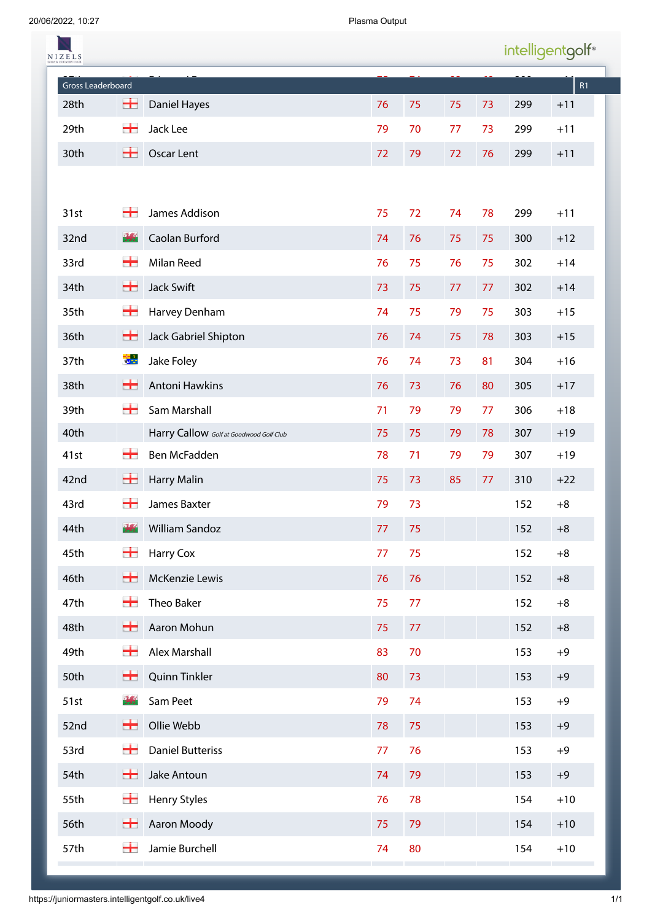Gross Leaderboard

| Pos | Flag | Name | R1 | R2 | R3 | R4 | Total | To Par |
|---|---|---|---|---|---|---|---|---|
| 28th | | Daniel Hayes | 76 | 75 | 75 | 73 | 299 | +11 |
| 29th | | Jack Lee | 79 | 70 | 77 | 73 | 299 | +11 |
| 30th | | Oscar Lent | 72 | 79 | 72 | 76 | 299 | +11 |
| 31st | | James Addison | 75 | 72 | 74 | 78 | 299 | +11 |
| 32nd | | Caolan Burford | 74 | 76 | 75 | 75 | 300 | +12 |
| 33rd | | Milan Reed | 76 | 75 | 76 | 75 | 302 | +14 |
| 34th | | Jack Swift | 73 | 75 | 77 | 77 | 302 | +14 |
| 35th | | Harvey Denham | 74 | 75 | 79 | 75 | 303 | +15 |
| 36th | | Jack Gabriel Shipton | 76 | 74 | 75 | 78 | 303 | +15 |
| 37th | | Jake Foley | 76 | 74 | 73 | 81 | 304 | +16 |
| 38th | | Antoni Hawkins | 76 | 73 | 76 | 80 | 305 | +17 |
| 39th | | Sam Marshall | 71 | 79 | 79 | 77 | 306 | +18 |
| 40th | | Harry Callow *Golf at Goodwood Golf Club* | 75 | 75 | 79 | 78 | 307 | +19 |
| 41st | | Ben McFadden | 78 | 71 | 79 | 79 | 307 | +19 |
| 42nd | | Harry Malin | 75 | 73 | 85 | 77 | 310 | +22 |
| 43rd | | James Baxter | 79 | 73 | | | 152 | +8 |
| 44th | | William Sandoz | 77 | 75 | | | 152 | +8 |
| 45th | | Harry Cox | 77 | 75 | | | 152 | +8 |
| 46th | | McKenzie Lewis | 76 | 76 | | | 152 | +8 |
| 47th | | Theo Baker | 75 | 77 | | | 152 | +8 |
| 48th | | Aaron Mohun | 75 | 77 | | | 152 | +8 |
| 49th | | Alex Marshall | 83 | 70 | | | 153 | +9 |
| 50th | | Quinn Tinkler | 80 | 73 | | | 153 | +9 |
| 51st | | Sam Peet | 79 | 74 | | | 153 | +9 |
| 52nd | | Ollie Webb | 78 | 75 | | | 153 | +9 |
| 53rd | | Daniel Butteriss | 77 | 76 | | | 153 | +9 |
| 54th | | Jake Antoun | 74 | 79 | | | 153 | +9 |
| 55th | | Henry Styles | 76 | 78 | | | 154 | +10 |
| 56th | | Aaron Moody | 75 | 79 | | | 154 | +10 |
| 57th | | Jamie Burchell | 74 | 80 | | | 154 | +10 |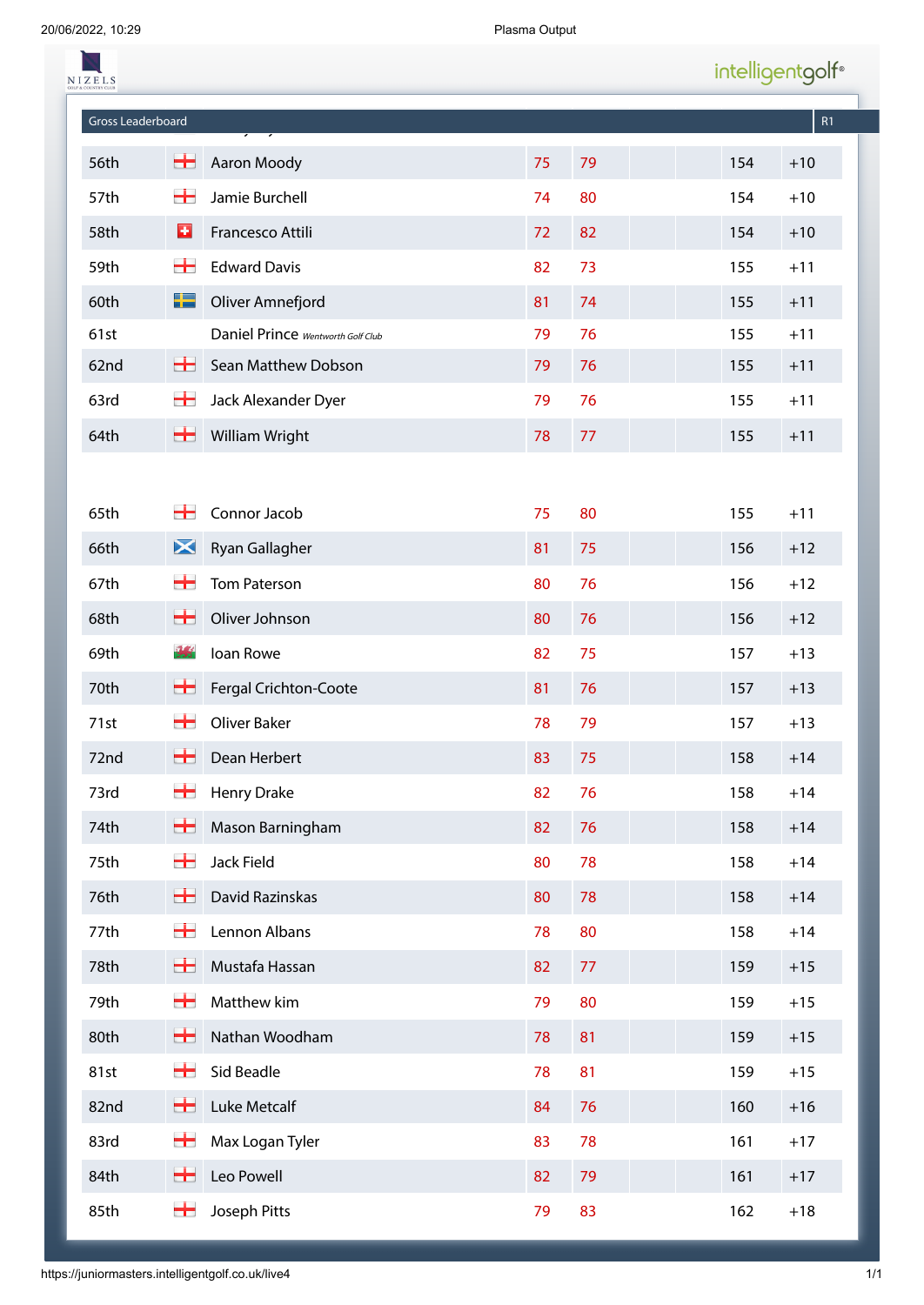## Gross Leaderboard

| Pos | Player | R1 | R2 | | | Total | To Par |
|---|---|---|---|---|---|---|---|
| 56th | Aaron Moody | 75 | 79 | | | 154 | +10 |
| 57th | Jamie Burchell | 74 | 80 | | | 154 | +10 |
| 58th | Francesco Attili | 72 | 82 | | | 154 | +10 |
| 59th | Edward Davis | 82 | 73 | | | 155 | +11 |
| 60th | Oliver Amnefjord | 81 | 74 | | | 155 | +11 |
| 61st | Daniel Prince *Wentworth Golf Club* | 79 | 76 | | | 155 | +11 |
| 62nd | Sean Matthew Dobson | 79 | 76 | | | 155 | +11 |
| 63rd | Jack Alexander Dyer | 79 | 76 | | | 155 | +11 |
| 64th | William Wright | 78 | 77 | | | 155 | +11 |
| 65th | Connor Jacob | 75 | 80 | | | 155 | +11 |
| 66th | Ryan Gallagher | 81 | 75 | | | 156 | +12 |
| 67th | Tom Paterson | 80 | 76 | | | 156 | +12 |
| 68th | Oliver Johnson | 80 | 76 | | | 156 | +12 |
| 69th | Ioan Rowe | 82 | 75 | | | 157 | +13 |
| 70th | Fergal Crichton-Coote | 81 | 76 | | | 157 | +13 |
| 71st | Oliver Baker | 78 | 79 | | | 157 | +13 |
| 72nd | Dean Herbert | 83 | 75 | | | 158 | +14 |
| 73rd | Henry Drake | 82 | 76 | | | 158 | +14 |
| 74th | Mason Barningham | 82 | 76 | | | 158 | +14 |
| 75th | Jack Field | 80 | 78 | | | 158 | +14 |
| 76th | David Razinskas | 80 | 78 | | | 158 | +14 |
| 77th | Lennon Albans | 78 | 80 | | | 158 | +14 |
| 78th | Mustafa Hassan | 82 | 77 | | | 159 | +15 |
| 79th | Matthew kim | 79 | 80 | | | 159 | +15 |
| 80th | Nathan Woodham | 78 | 81 | | | 159 | +15 |
| 81st | Sid Beadle | 78 | 81 | | | 159 | +15 |
| 82nd | Luke Metcalf | 84 | 76 | | | 160 | +16 |
| 83rd | Max Logan Tyler | 83 | 78 | | | 161 | +17 |
| 84th | Leo Powell | 82 | 79 | | | 161 | +17 |
| 85th | Joseph Pitts | 79 | 83 | | | 162 | +18 |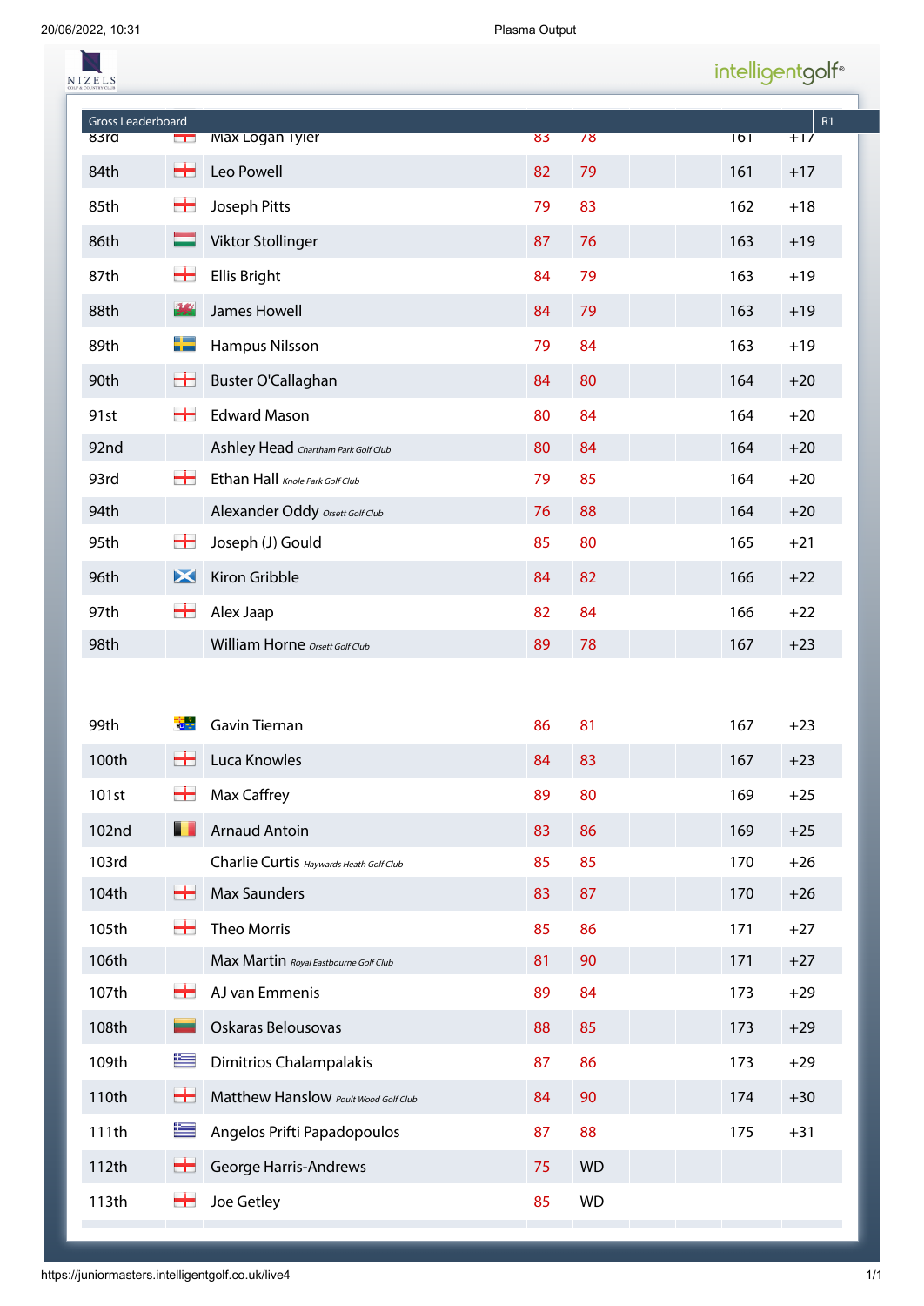Gross Leaderboard | R1

| Pos | Flag | Player | R1 | R2 | | | Total | To Par |
|---|---|---|---|---|---|---|---|---|
| 83rd | | Max Logan Tyler | 83 | 78 | | | 161 | +17 |
| 84th | | Leo Powell | 82 | 79 | | | 161 | +17 |
| 85th | | Joseph Pitts | 79 | 83 | | | 162 | +18 |
| 86th | | Viktor Stollinger | 87 | 76 | | | 163 | +19 |
| 87th | | Ellis Bright | 84 | 79 | | | 163 | +19 |
| 88th | | James Howell | 84 | 79 | | | 163 | +19 |
| 89th | | Hampus Nilsson | 79 | 84 | | | 163 | +19 |
| 90th | | Buster O'Callaghan | 84 | 80 | | | 164 | +20 |
| 91st | | Edward Mason | 80 | 84 | | | 164 | +20 |
| 92nd | | Ashley Head *Chartham Park Golf Club* | 80 | 84 | | | 164 | +20 |
| 93rd | | Ethan Hall *Knole Park Golf Club* | 79 | 85 | | | 164 | +20 |
| 94th | | Alexander Oddy *Orsett Golf Club* | 76 | 88 | | | 164 | +20 |
| 95th | | Joseph (J) Gould | 85 | 80 | | | 165 | +21 |
| 96th | | Kiron Gribble | 84 | 82 | | | 166 | +22 |
| 97th | | Alex Jaap | 82 | 84 | | | 166 | +22 |
| 98th | | William Horne *Orsett Golf Club* | 89 | 78 | | | 167 | +23 |
| 99th | | Gavin Tiernan | 86 | 81 | | | 167 | +23 |
| 100th | | Luca Knowles | 84 | 83 | | | 167 | +23 |
| 101st | | Max Caffrey | 89 | 80 | | | 169 | +25 |
| 102nd | | Arnaud Antoin | 83 | 86 | | | 169 | +25 |
| 103rd | | Charlie Curtis *Haywards Heath Golf Club* | 85 | 85 | | | 170 | +26 |
| 104th | | Max Saunders | 83 | 87 | | | 170 | +26 |
| 105th | | Theo Morris | 85 | 86 | | | 171 | +27 |
| 106th | | Max Martin *Royal Eastbourne Golf Club* | 81 | 90 | | | 171 | +27 |
| 107th | | AJ van Emmenis | 89 | 84 | | | 173 | +29 |
| 108th | | Oskaras Belousovas | 88 | 85 | | | 173 | +29 |
| 109th | | Dimitrios Chalampalakis | 87 | 86 | | | 173 | +29 |
| 110th | | Matthew Hanslow *Poult Wood Golf Club* | 84 | 90 | | | 174 | +30 |
| 111th | | Angelos Prifti Papadopoulos | 87 | 88 | | | 175 | +31 |
| 112th | | George Harris-Andrews | 75 | WD | | | | |
| 113th | | Joe Getley | 85 | WD | | | | |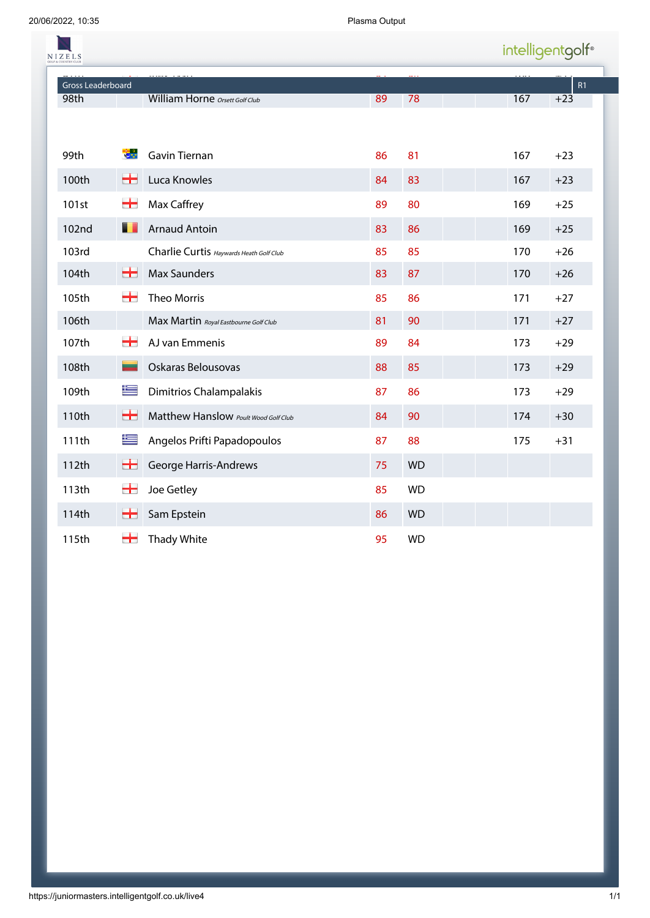Gross Leaderboard R1

| | | | | | | | | |
|---|---|---|---|---|---|---|---|---|
| 98th | | William Horne *Orsett Golf Club* | 89 | 78 | | | 167 | +23 |
| 99th | | Gavin Tiernan | 86 | 81 | | | 167 | +23 |
| 100th | | Luca Knowles | 84 | 83 | | | 167 | +23 |
| 101st | | Max Caffrey | 89 | 80 | | | 169 | +25 |
| 102nd | | Arnaud Antoin | 83 | 86 | | | 169 | +25 |
| 103rd | | Charlie Curtis *Haywards Heath Golf Club* | 85 | 85 | | | 170 | +26 |
| 104th | | Max Saunders | 83 | 87 | | | 170 | +26 |
| 105th | | Theo Morris | 85 | 86 | | | 171 | +27 |
| 106th | | Max Martin *Royal Eastbourne Golf Club* | 81 | 90 | | | 171 | +27 |
| 107th | | AJ van Emmenis | 89 | 84 | | | 173 | +29 |
| 108th | | Oskaras Belousovas | 88 | 85 | | | 173 | +29 |
| 109th | | Dimitrios Chalampalakis | 87 | 86 | | | 173 | +29 |
| 110th | | Matthew Hanslow *Poult Wood Golf Club* | 84 | 90 | | | 174 | +30 |
| 111th | | Angelos Prifti Papadopoulos | 87 | 88 | | | 175 | +31 |
| 112th | | George Harris-Andrews | 75 | WD | | | | |
| 113th | | Joe Getley | 85 | WD | | | | |
| 114th | | Sam Epstein | 86 | WD | | | | |
| 115th | | Thady White | 95 | WD | | | | |